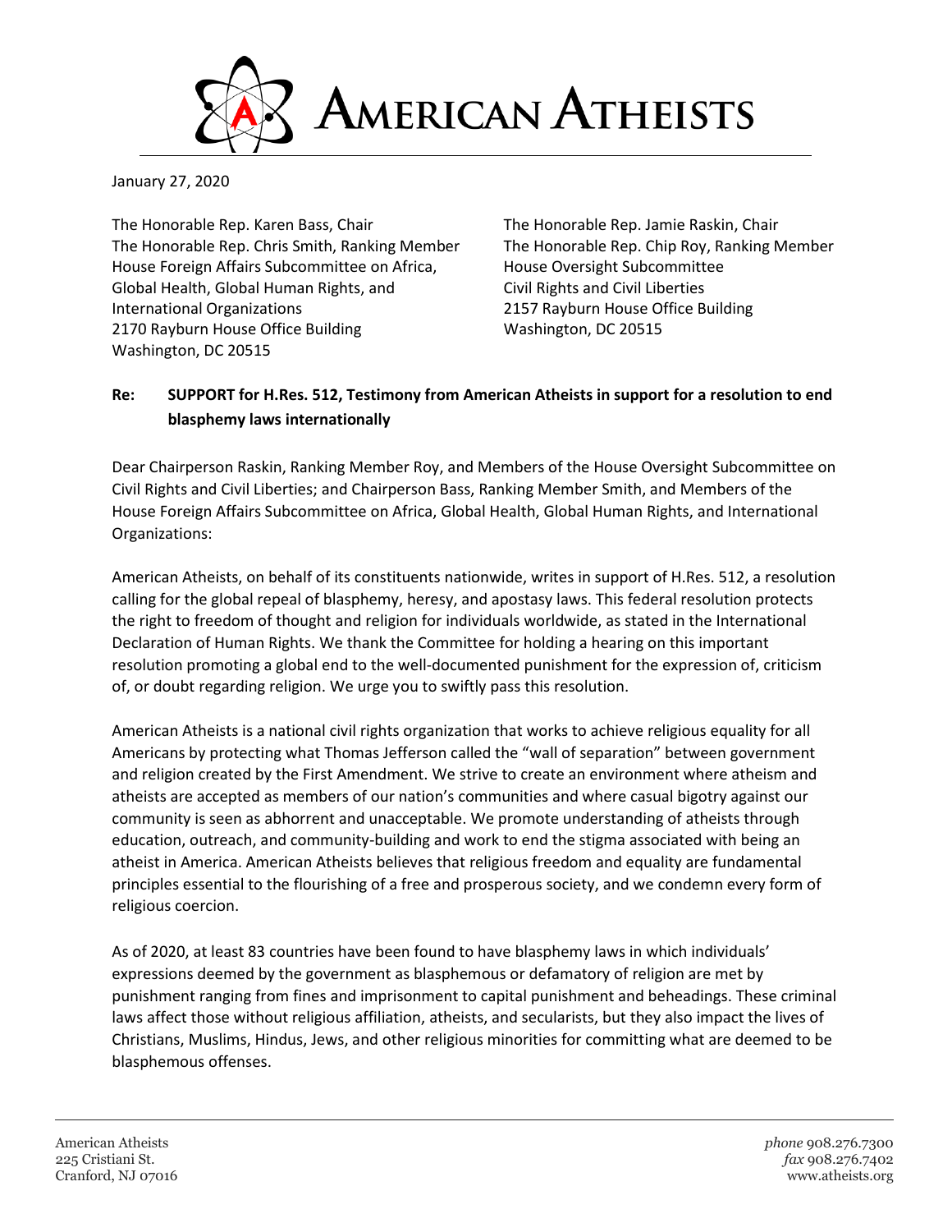# AMERICAN ATHEISTS

January 27, 2020

The Honorable Rep. Karen Bass, Chair
The Honorable Rep. Chris Smith, Ranking Member
House Foreign Affairs Subcommittee on Africa, Global Health, Global Human Rights, and International Organizations
2170 Rayburn House Office Building
Washington, DC 20515

The Honorable Rep. Jamie Raskin, Chair
The Honorable Rep. Chip Roy, Ranking Member
House Oversight Subcommittee
Civil Rights and Civil Liberties
2157 Rayburn House Office Building
Washington, DC 20515

**Re: SUPPORT for H.Res. 512, Testimony from American Atheists in support for a resolution to end blasphemy laws internationally**

Dear Chairperson Raskin, Ranking Member Roy, and Members of the House Oversight Subcommittee on Civil Rights and Civil Liberties; and Chairperson Bass, Ranking Member Smith, and Members of the House Foreign Affairs Subcommittee on Africa, Global Health, Global Human Rights, and International Organizations:

American Atheists, on behalf of its constituents nationwide, writes in support of H.Res. 512, a resolution calling for the global repeal of blasphemy, heresy, and apostasy laws. This federal resolution protects the right to freedom of thought and religion for individuals worldwide, as stated in the International Declaration of Human Rights. We thank the Committee for holding a hearing on this important resolution promoting a global end to the well-documented punishment for the expression of, criticism of, or doubt regarding religion. We urge you to swiftly pass this resolution.

American Atheists is a national civil rights organization that works to achieve religious equality for all Americans by protecting what Thomas Jefferson called the "wall of separation" between government and religion created by the First Amendment. We strive to create an environment where atheism and atheists are accepted as members of our nation's communities and where casual bigotry against our community is seen as abhorrent and unacceptable. We promote understanding of atheists through education, outreach, and community-building and work to end the stigma associated with being an atheist in America. American Atheists believes that religious freedom and equality are fundamental principles essential to the flourishing of a free and prosperous society, and we condemn every form of religious coercion.

As of 2020, at least 83 countries have been found to have blasphemy laws in which individuals' expressions deemed by the government as blasphemous or defamatory of religion are met by punishment ranging from fines and imprisonment to capital punishment and beheadings. These criminal laws affect those without religious affiliation, atheists, and secularists, but they also impact the lives of Christians, Muslims, Hindus, Jews, and other religious minorities for committing what are deemed to be blasphemous offenses.

American Atheists
225 Cristiani St.
Cranford, NJ 07016

*phone* 908.276.7300
*fax* 908.276.7402
www.atheists.org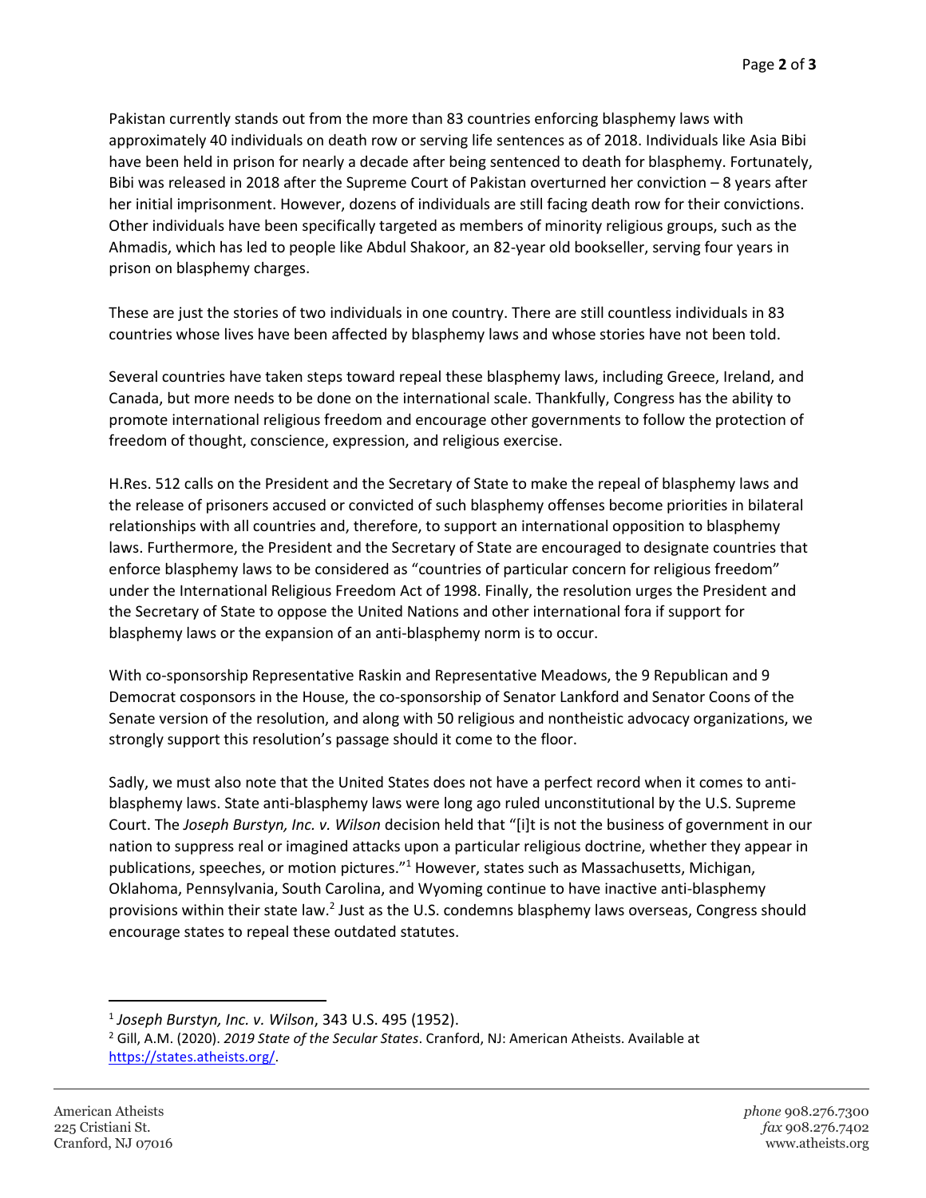Pakistan currently stands out from the more than 83 countries enforcing blasphemy laws with approximately 40 individuals on death row or serving life sentences as of 2018. Individuals like Asia Bibi have been held in prison for nearly a decade after being sentenced to death for blasphemy. Fortunately, Bibi was released in 2018 after the Supreme Court of Pakistan overturned her conviction – 8 years after her initial imprisonment. However, dozens of individuals are still facing death row for their convictions. Other individuals have been specifically targeted as members of minority religious groups, such as the Ahmadis, which has led to people like Abdul Shakoor, an 82-year old bookseller, serving four years in prison on blasphemy charges.

These are just the stories of two individuals in one country. There are still countless individuals in 83 countries whose lives have been affected by blasphemy laws and whose stories have not been told.

Several countries have taken steps toward repeal these blasphemy laws, including Greece, Ireland, and Canada, but more needs to be done on the international scale. Thankfully, Congress has the ability to promote international religious freedom and encourage other governments to follow the protection of freedom of thought, conscience, expression, and religious exercise.

H.Res. 512 calls on the President and the Secretary of State to make the repeal of blasphemy laws and the release of prisoners accused or convicted of such blasphemy offenses become priorities in bilateral relationships with all countries and, therefore, to support an international opposition to blasphemy laws. Furthermore, the President and the Secretary of State are encouraged to designate countries that enforce blasphemy laws to be considered as "countries of particular concern for religious freedom" under the International Religious Freedom Act of 1998. Finally, the resolution urges the President and the Secretary of State to oppose the United Nations and other international fora if support for blasphemy laws or the expansion of an anti-blasphemy norm is to occur.

With co-sponsorship Representative Raskin and Representative Meadows, the 9 Republican and 9 Democrat cosponsors in the House, the co-sponsorship of Senator Lankford and Senator Coons of the Senate version of the resolution, and along with 50 religious and nontheistic advocacy organizations, we strongly support this resolution's passage should it come to the floor.

Sadly, we must also note that the United States does not have a perfect record when it comes to anti-blasphemy laws. State anti-blasphemy laws were long ago ruled unconstitutional by the U.S. Supreme Court. The *Joseph Burstyn, Inc. v. Wilson* decision held that "[i]t is not the business of government in our nation to suppress real or imagined attacks upon a particular religious doctrine, whether they appear in publications, speeches, or motion pictures."[1] However, states such as Massachusetts, Michigan, Oklahoma, Pennsylvania, South Carolina, and Wyoming continue to have inactive anti-blasphemy provisions within their state law.[2] Just as the U.S. condemns blasphemy laws overseas, Congress should encourage states to repeal these outdated statutes.

---

[1] *Joseph Burstyn, Inc. v. Wilson*, 343 U.S. 495 (1952).

[2] Gill, A.M. (2020). *2019 State of the Secular States*. Cranford, NJ: American Atheists. Available at https://states.atheists.org/.

American Atheists
225 Cristiani St.
Cranford, NJ 07016

*phone* 908.276.7300
*fax* 908.276.7402
www.atheists.org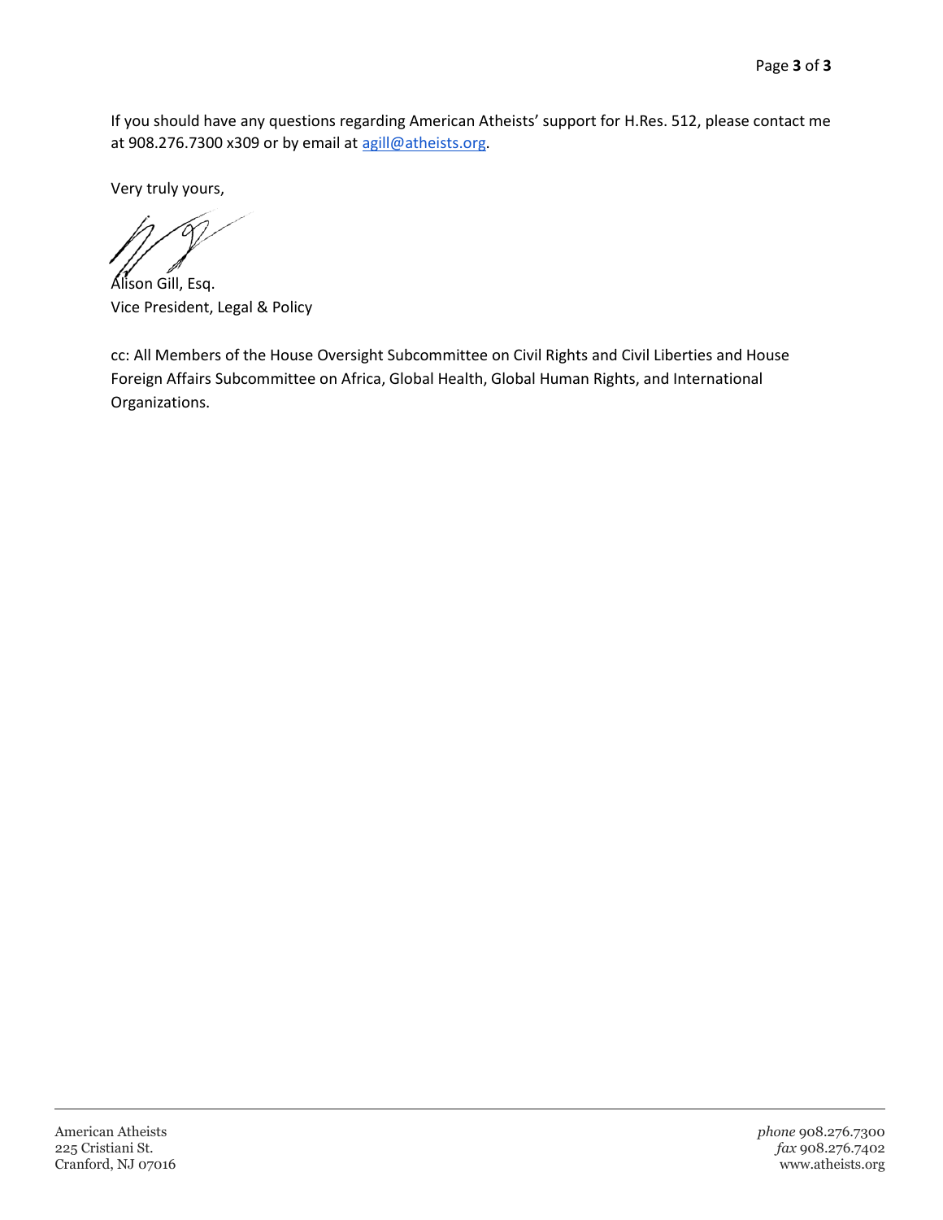If you should have any questions regarding American Atheists' support for H.Res. 512, please contact me at 908.276.7300 x309 or by email at agill@atheists.org.

Very truly yours,

Alison Gill, Esq.
Vice President, Legal & Policy

cc: All Members of the House Oversight Subcommittee on Civil Rights and Civil Liberties and House Foreign Affairs Subcommittee on Africa, Global Health, Global Human Rights, and International Organizations.